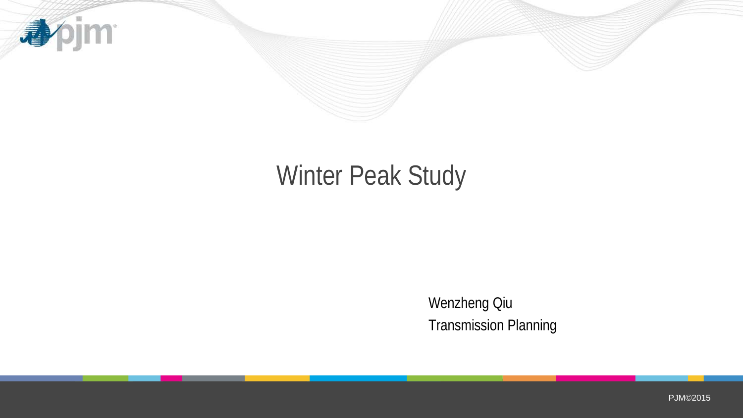# Winter Peak Study

Wenzheng Qiu

Transmission Planning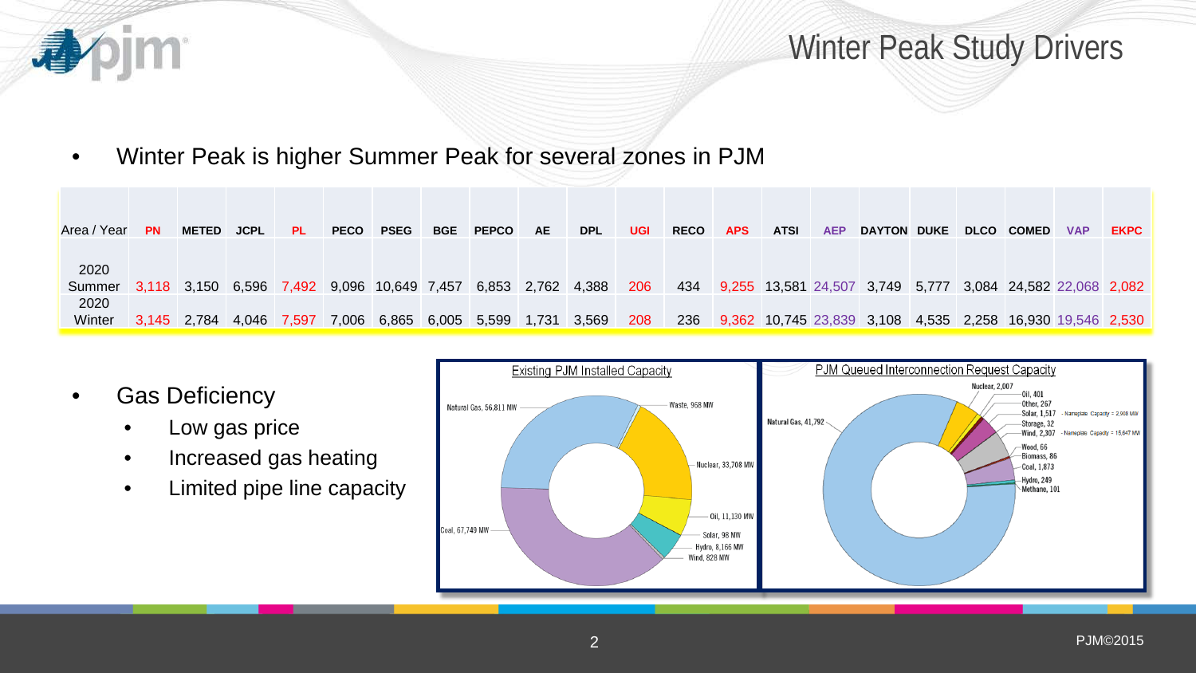# Winter Peak Study Drivers

- Winter Peak is higher Summer Peak for several zones in PJM

| Area / Year | PN | METED | JCPL | PL | PECO | PSEG | BGE | PEPCO | AE | DPL | UGI | RECO | APS | ATSI | AEP | DAYTON | DUKE | DLCO | COMED | VAP | EKPC |
|---|---|---|---|---|---|---|---|---|---|---|---|---|---|---|---|---|---|---|---|---|---|
| 2020 Summer | 3,118 | 3,150 | 6,596 | 7,492 | 9,096 | 10,649 | 7,457 | 6,853 | 2,762 | 4,388 | 206 | 434 | 9,255 | 13,581 | 24,507 | 3,749 | 5,777 | 3,084 | 24,582 | 22,068 | 2,082 |
| 2020 Winter | 3,145 | 2,784 | 4,046 | 7,597 | 7,006 | 6,865 | 6,005 | 5,599 | 1,731 | 3,569 | 208 | 236 | 9,362 | 10,745 | 23,839 | 3,108 | 4,535 | 2,258 | 16,930 | 19,546 | 2,530 |

- Gas Deficiency
  - Low gas price
  - Increased gas heating
  - Limited pipe line capacity

**Existing PJM Installed Capacity**

Natural Gas, 56,811 MW; Waste, 968 MW; Nuclear, 33,708 MW; Oil, 11,130 MW; Solar, 98 MW; Hydro, 8,166 MW; Wind, 828 MW; Coal, 67,749 MW

**PJM Queued Interconnection Request Capacity**

Natural Gas, 41,792; Nuclear, 2,007; Oil, 401; Other, 267; Solar, 1,517 - Nameplate Capacity = 2,908 MW; Storage, 32; Wind, 2,307 - Nameplate Capacity = 15,647 MW; Wood, 66; Biomass, 86; Coal, 1,873; Hydro, 249; Methane, 101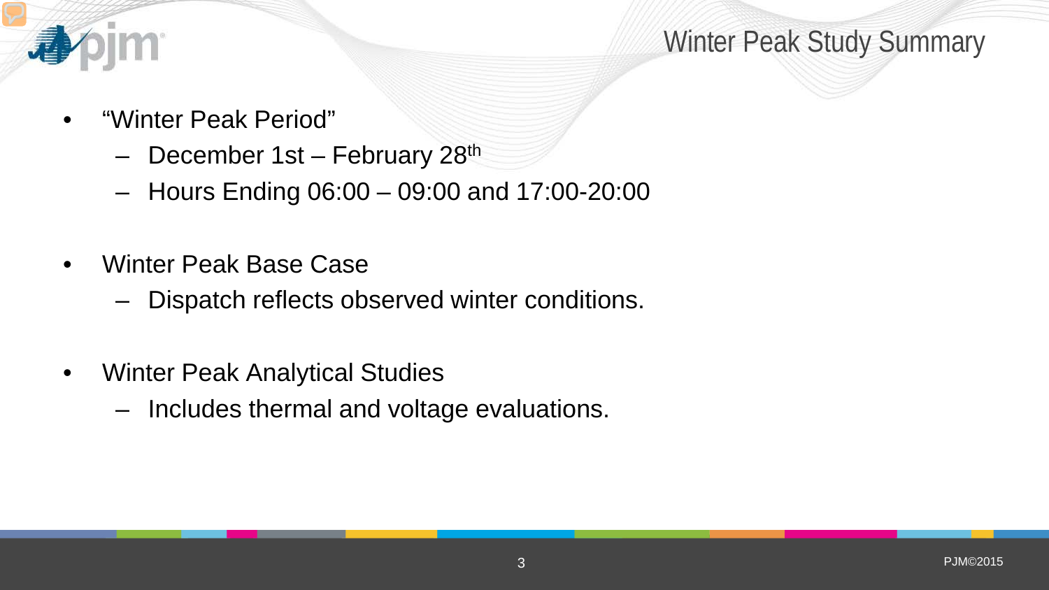# Winter Peak Study Summary

- "Winter Peak Period"
  - December 1st – February 28th
  - Hours Ending 06:00 – 09:00 and 17:00-20:00
- Winter Peak Base Case
  - Dispatch reflects observed winter conditions.
- Winter Peak Analytical Studies
  - Includes thermal and voltage evaluations.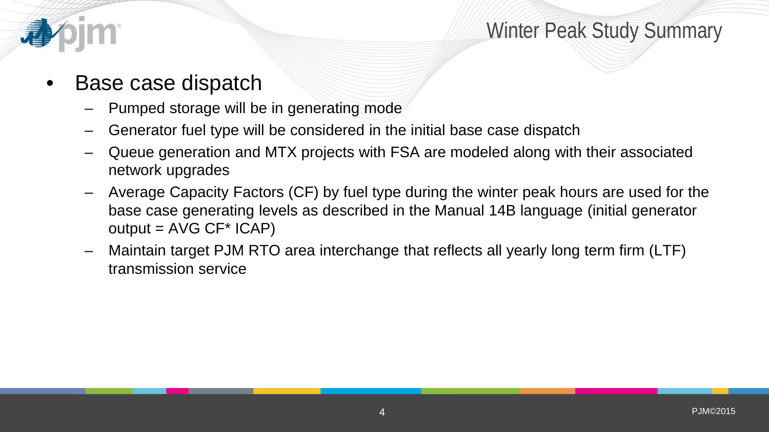# Winter Peak Study Summary

- Base case dispatch
  - Pumped storage will be in generating mode
  - Generator fuel type will be considered in the initial base case dispatch
  - Queue generation and MTX projects with FSA are modeled along with their associated network upgrades
  - Average Capacity Factors (CF) by fuel type during the winter peak hours are used for the base case generating levels as described in the Manual 14B language (initial generator output = AVG CF* ICAP)
  - Maintain target PJM RTO area interchange that reflects all yearly long term firm (LTF) transmission service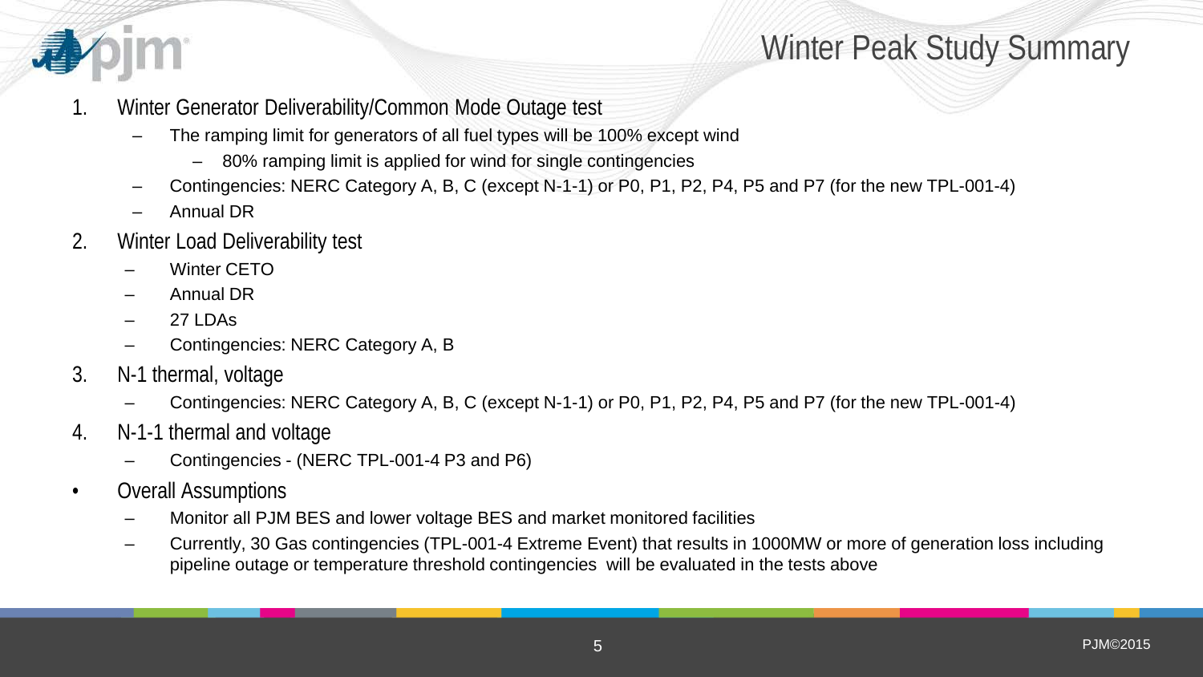# Winter Peak Study Summary

1. Winter Generator Deliverability/Common Mode Outage test
   - The ramping limit for generators of all fuel types will be 100% except wind
     - 80% ramping limit is applied for wind for single contingencies
   - Contingencies: NERC Category A, B, C (except N-1-1) or P0, P1, P2, P4, P5 and P7 (for the new TPL-001-4)
   - Annual DR
2. Winter Load Deliverability test
   - Winter CETO
   - Annual DR
   - 27 LDAs
   - Contingencies: NERC Category A, B
3. N-1 thermal, voltage
   - Contingencies: NERC Category A, B, C (except N-1-1) or P0, P1, P2, P4, P5 and P7 (for the new TPL-001-4)
4. N-1-1 thermal and voltage
   - Contingencies - (NERC TPL-001-4 P3 and P6)

- Overall Assumptions
  - Monitor all PJM BES and lower voltage BES and market monitored facilities
  - Currently, 30 Gas contingencies (TPL-001-4 Extreme Event) that results in 1000MW or more of generation loss including pipeline outage or temperature threshold contingencies will be evaluated in the tests above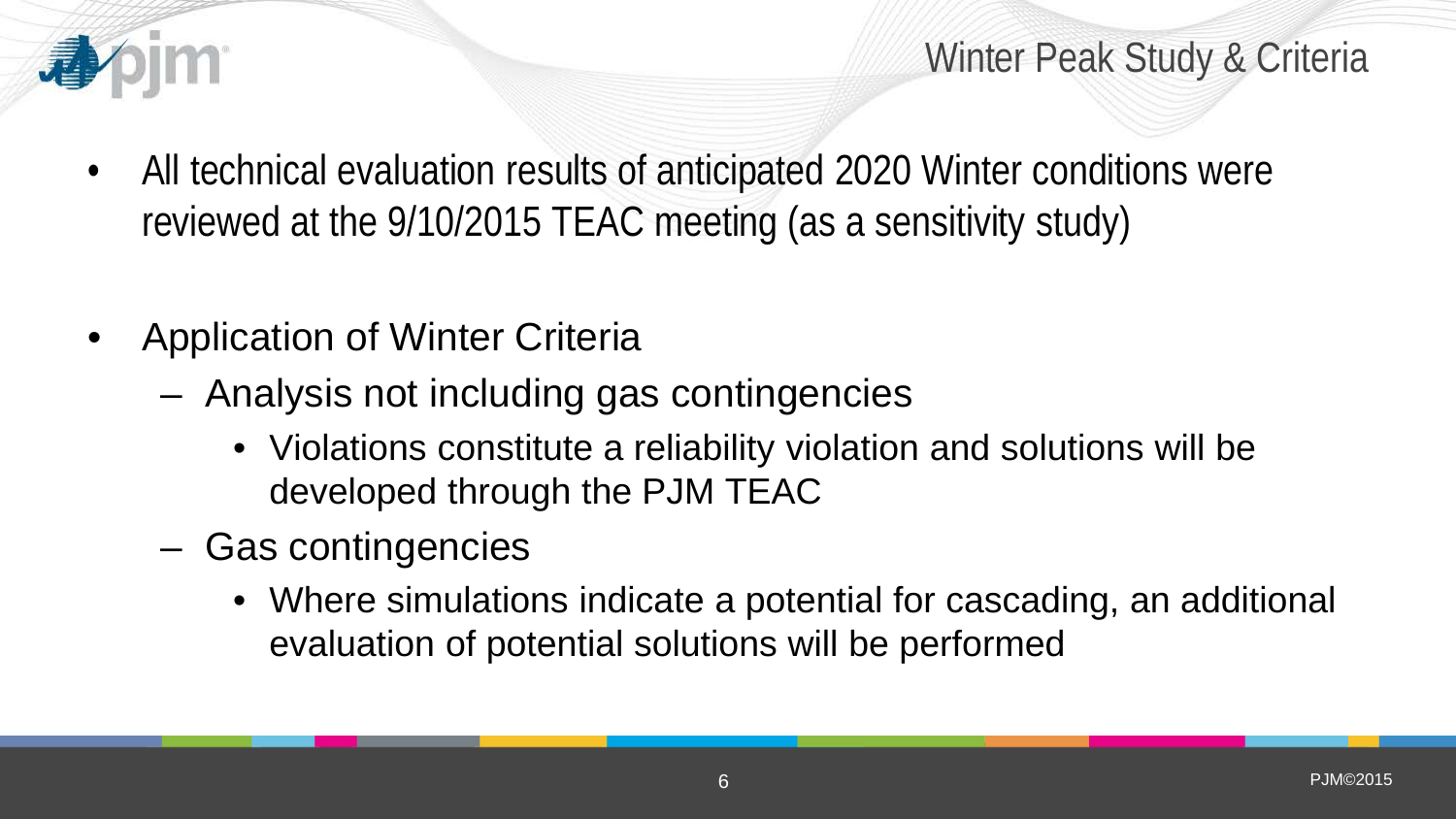# Winter Peak Study & Criteria

- All technical evaluation results of anticipated 2020 Winter conditions were reviewed at the 9/10/2015 TEAC meeting (as a sensitivity study)

- Application of Winter Criteria
  - Analysis not including gas contingencies
    - Violations constitute a reliability violation and solutions will be developed through the PJM TEAC
  - Gas contingencies
    - Where simulations indicate a potential for cascading, an additional evaluation of potential solutions will be performed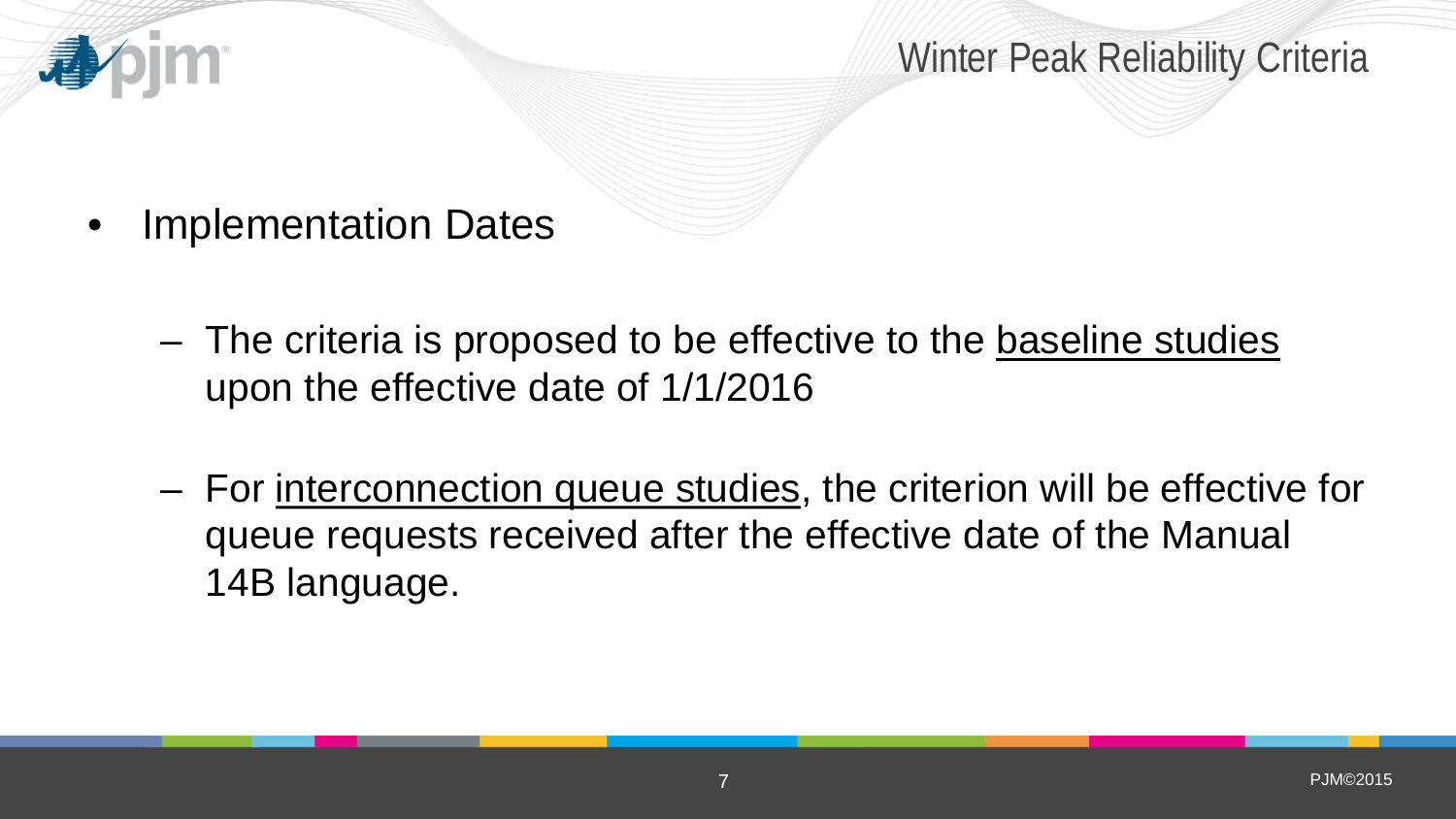# Winter Peak Reliability Criteria

- Implementation Dates
  - The criteria is proposed to be effective to the <u>baseline studies</u> upon the effective date of 1/1/2016
  - For <u>interconnection queue studies</u>, the criterion will be effective for queue requests received after the effective date of the Manual 14B language.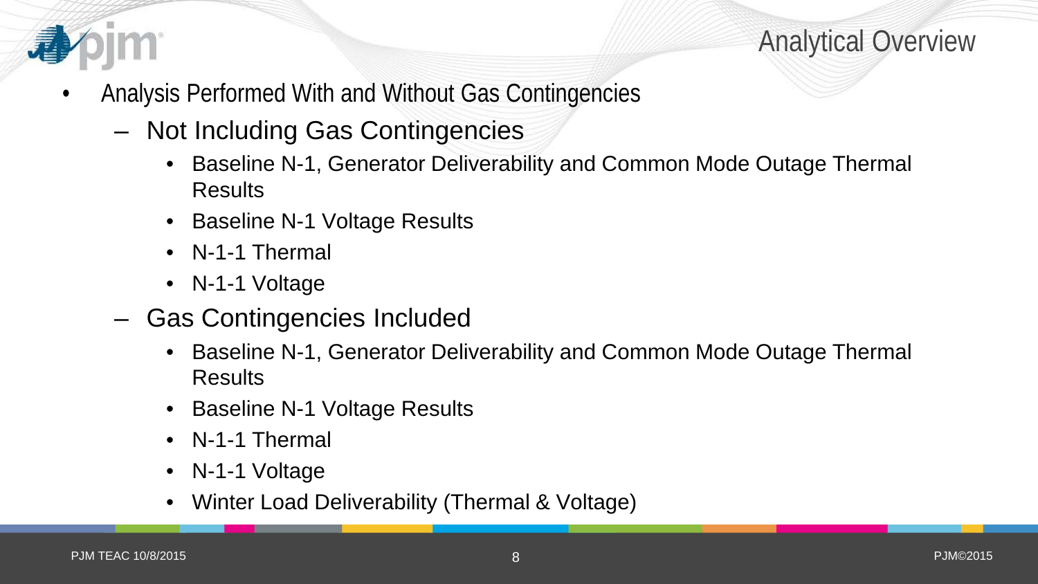# Analytical Overview

- Analysis Performed With and Without Gas Contingencies
  - Not Including Gas Contingencies
    - Baseline N-1, Generator Deliverability and Common Mode Outage Thermal Results
    - Baseline N-1 Voltage Results
    - N-1-1 Thermal
    - N-1-1 Voltage
  - Gas Contingencies Included
    - Baseline N-1, Generator Deliverability and Common Mode Outage Thermal Results
    - Baseline N-1 Voltage Results
    - N-1-1 Thermal
    - N-1-1 Voltage
    - Winter Load Deliverability (Thermal & Voltage)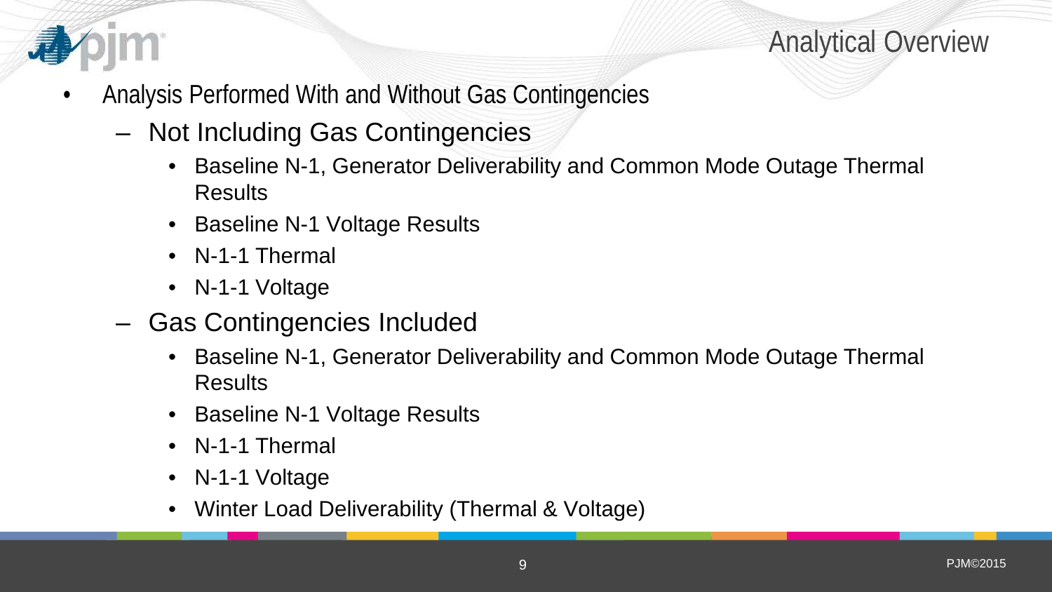# Analytical Overview

- Analysis Performed With and Without Gas Contingencies
  - Not Including Gas Contingencies
    - Baseline N-1, Generator Deliverability and Common Mode Outage Thermal Results
    - Baseline N-1 Voltage Results
    - N-1-1 Thermal
    - N-1-1 Voltage
  - Gas Contingencies Included
    - Baseline N-1, Generator Deliverability and Common Mode Outage Thermal Results
    - Baseline N-1 Voltage Results
    - N-1-1 Thermal
    - N-1-1 Voltage
    - Winter Load Deliverability (Thermal & Voltage)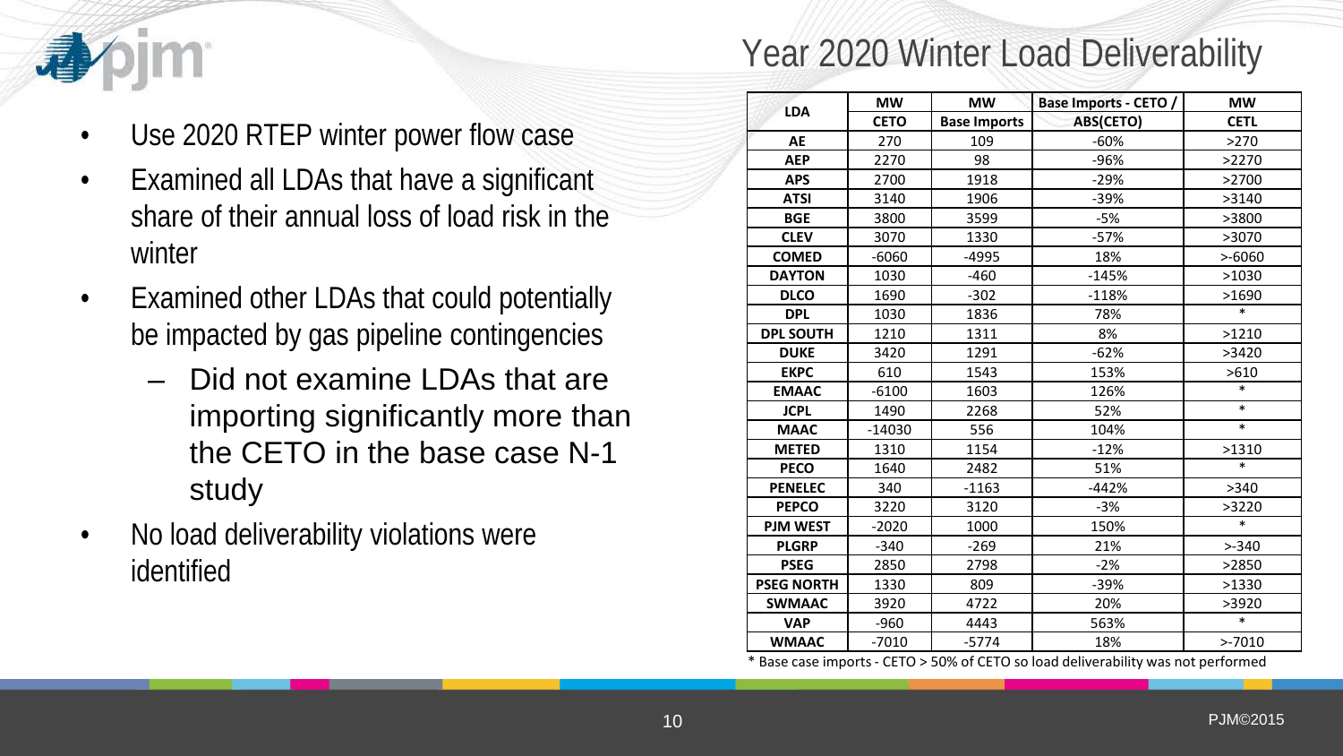# Year 2020 Winter Load Deliverability

- Use 2020 RTEP winter power flow case
- Examined all LDAs that have a significant share of their annual loss of load risk in the winter
- Examined other LDAs that could potentially be impacted by gas pipeline contingencies
  - Did not examine LDAs that are importing significantly more than the CETO in the base case N-1 study
- No load deliverability violations were identified

| LDA | MW CETO | MW Base Imports | Base Imports - CETO / ABS(CETO) | MW CETL |
|---|---|---|---|---|
| AE | 270 | 109 | -60% | >270 |
| AEP | 2270 | 98 | -96% | >2270 |
| APS | 2700 | 1918 | -29% | >2700 |
| ATSI | 3140 | 1906 | -39% | >3140 |
| BGE | 3800 | 3599 | -5% | >3800 |
| CLEV | 3070 | 1330 | -57% | >3070 |
| COMED | -6060 | -4995 | 18% | >-6060 |
| DAYTON | 1030 | -460 | -145% | >1030 |
| DLCO | 1690 | -302 | -118% | >1690 |
| DPL | 1030 | 1836 | 78% | * |
| DPL SOUTH | 1210 | 1311 | 8% | >1210 |
| DUKE | 3420 | 1291 | -62% | >3420 |
| EKPC | 610 | 1543 | 153% | >610 |
| EMAAC | -6100 | 1603 | 126% | * |
| JCPL | 1490 | 2268 | 52% | * |
| MAAC | -14030 | 556 | 104% | * |
| METED | 1310 | 1154 | -12% | >1310 |
| PECO | 1640 | 2482 | 51% | * |
| PENELEC | 340 | -1163 | -442% | >340 |
| PEPCO | 3220 | 3120 | -3% | >3220 |
| PJM WEST | -2020 | 1000 | 150% | * |
| PLGRP | -340 | -269 | 21% | >-340 |
| PSEG | 2850 | 2798 | -2% | >2850 |
| PSEG NORTH | 1330 | 809 | -39% | >1330 |
| SWMAAC | 3920 | 4722 | 20% | >3920 |
| VAP | -960 | 4443 | 563% | * |
| WMAAC | -7010 | -5774 | 18% | >-7010 |

* Base case imports - CETO > 50% of CETO so load deliverability was not performed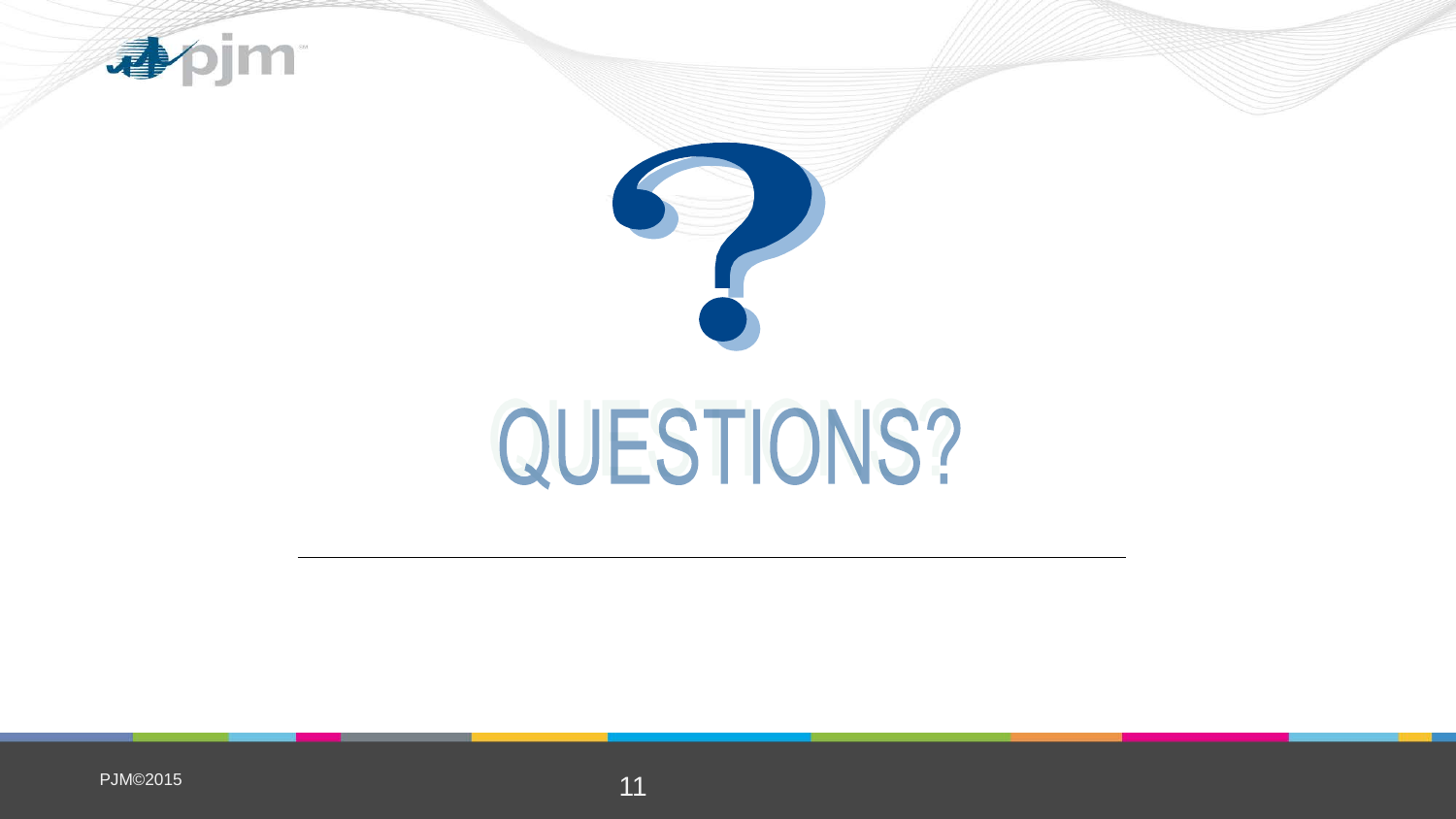# QUESTIONS?